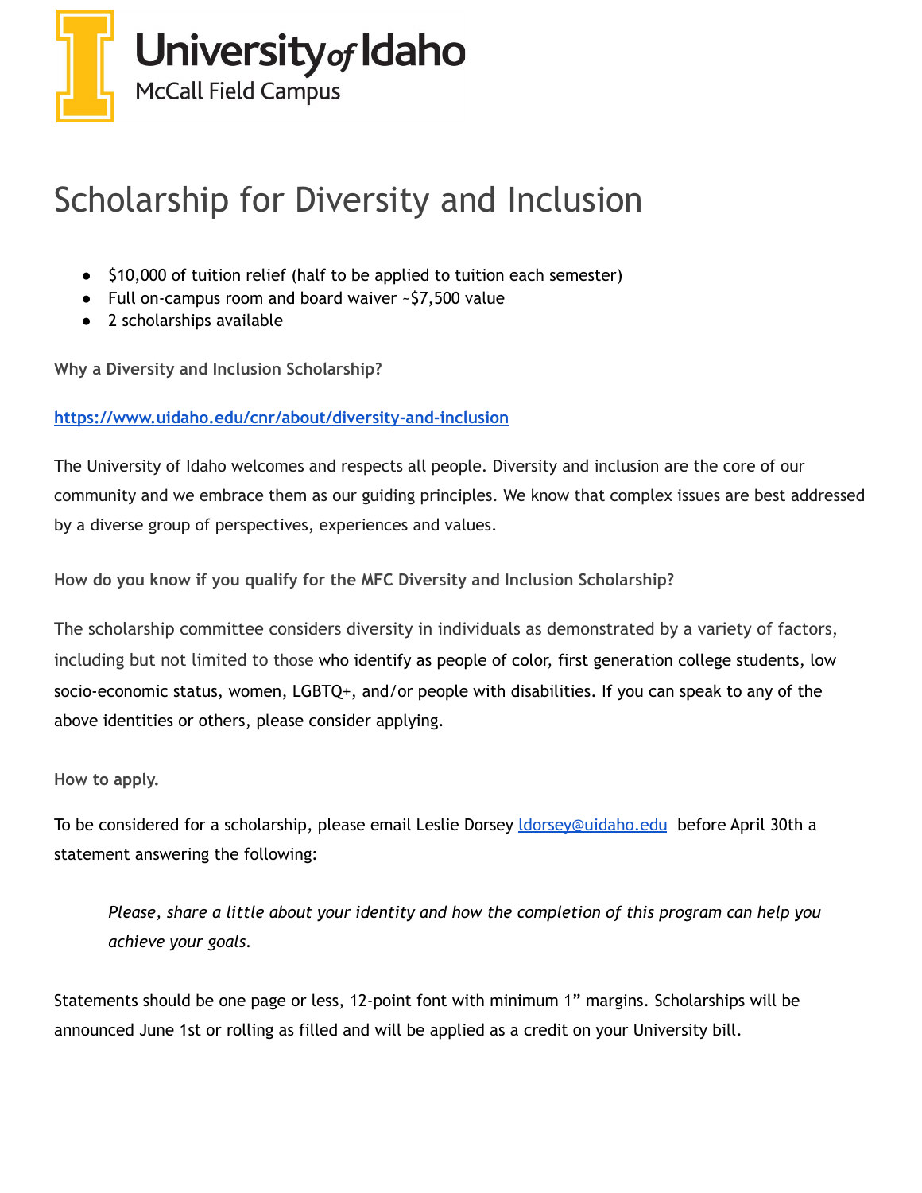University of Idaho
McCall Field Campus

# Scholarship for Diversity and Inclusion

- $10,000 of tuition relief (half to be applied to tuition each semester)
- Full on-campus room and board waiver ~$7,500 value
- 2 scholarships available

**Why a Diversity and Inclusion Scholarship?**

https://www.uidaho.edu/cnr/about/diversity-and-inclusion

The University of Idaho welcomes and respects all people. Diversity and inclusion are the core of our community and we embrace them as our guiding principles. We know that complex issues are best addressed by a diverse group of perspectives, experiences and values.

**How do you know if you qualify for the MFC Diversity and Inclusion Scholarship?**

The scholarship committee considers diversity in individuals as demonstrated by a variety of factors, including but not limited to those who identify as people of color, first generation college students, low socio-economic status, women, LGBTQ+, and/or people with disabilities. If you can speak to any of the above identities or others, please consider applying.

**How to apply.**

To be considered for a scholarship, please email Leslie Dorsey ldorsey@uidaho.edu before April 30th a statement answering the following:

> *Please, share a little about your identity and how the completion of this program can help you achieve your goals.*

Statements should be one page or less, 12-point font with minimum 1" margins. Scholarships will be announced June 1st or rolling as filled and will be applied as a credit on your University bill.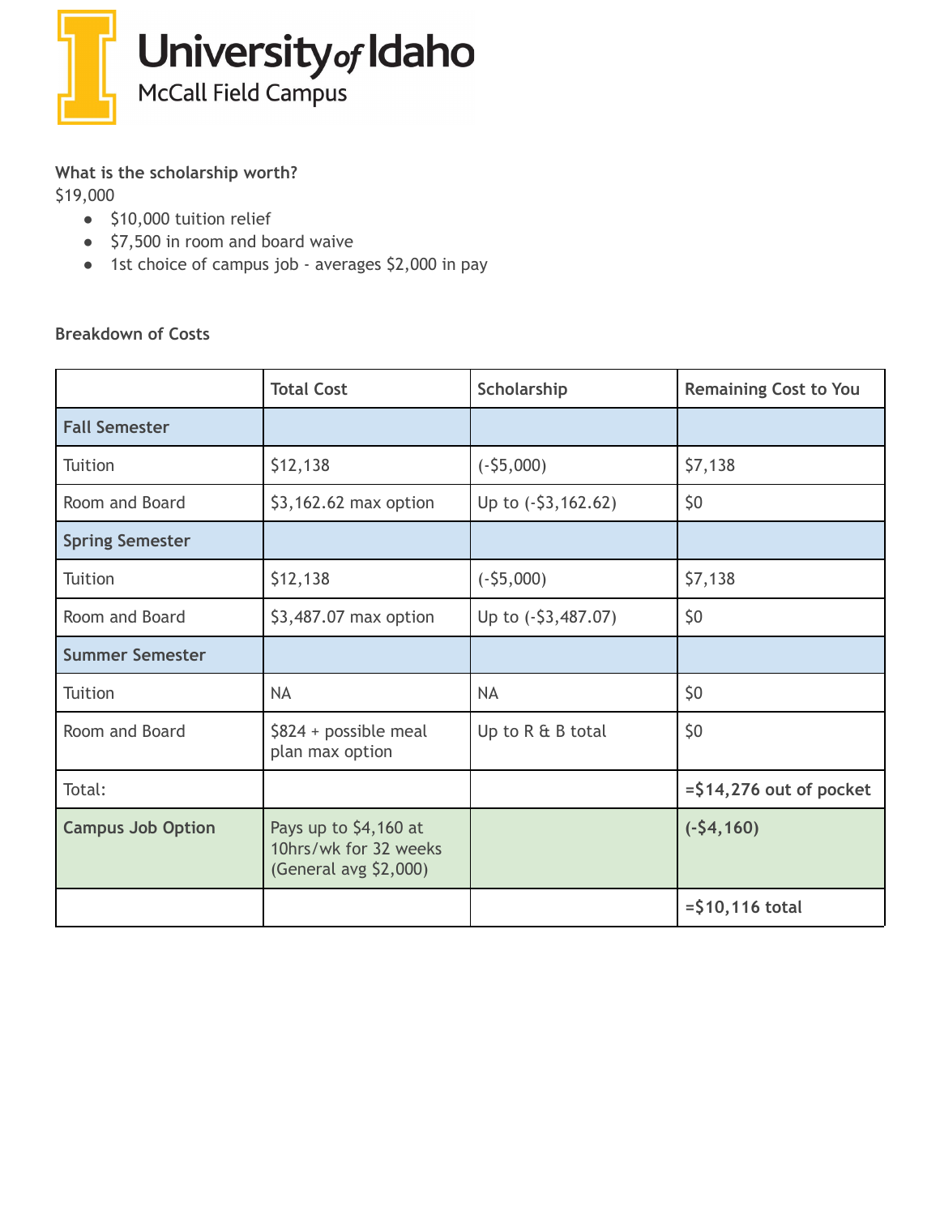University of Idaho
McCall Field Campus

**What is the scholarship worth?**
$19,000

- $10,000 tuition relief
- $7,500 in room and board waive
- 1st choice of campus job - averages $2,000 in pay

**Breakdown of Costs**

| | Total Cost | Scholarship | Remaining Cost to You |
|---|---|---|---|
| **Fall Semester** | | | |
| Tuition | $12,138 | (-$5,000) | $7,138 |
| Room and Board | $3,162.62 max option | Up to (-$3,162.62) | $0 |
| **Spring Semester** | | | |
| Tuition | $12,138 | (-$5,000) | $7,138 |
| Room and Board | $3,487.07 max option | Up to (-$3,487.07) | $0 |
| **Summer Semester** | | | |
| Tuition | NA | NA | $0 |
| Room and Board | $824 + possible meal plan max option | Up to R & B total | $0 |
| Total: | | | **=$14,276 out of pocket** |
| **Campus Job Option** | Pays up to $4,160 at 10hrs/wk for 32 weeks (General avg $2,000) | | **(-$4,160)** |
| | | | **=$10,116 total** |